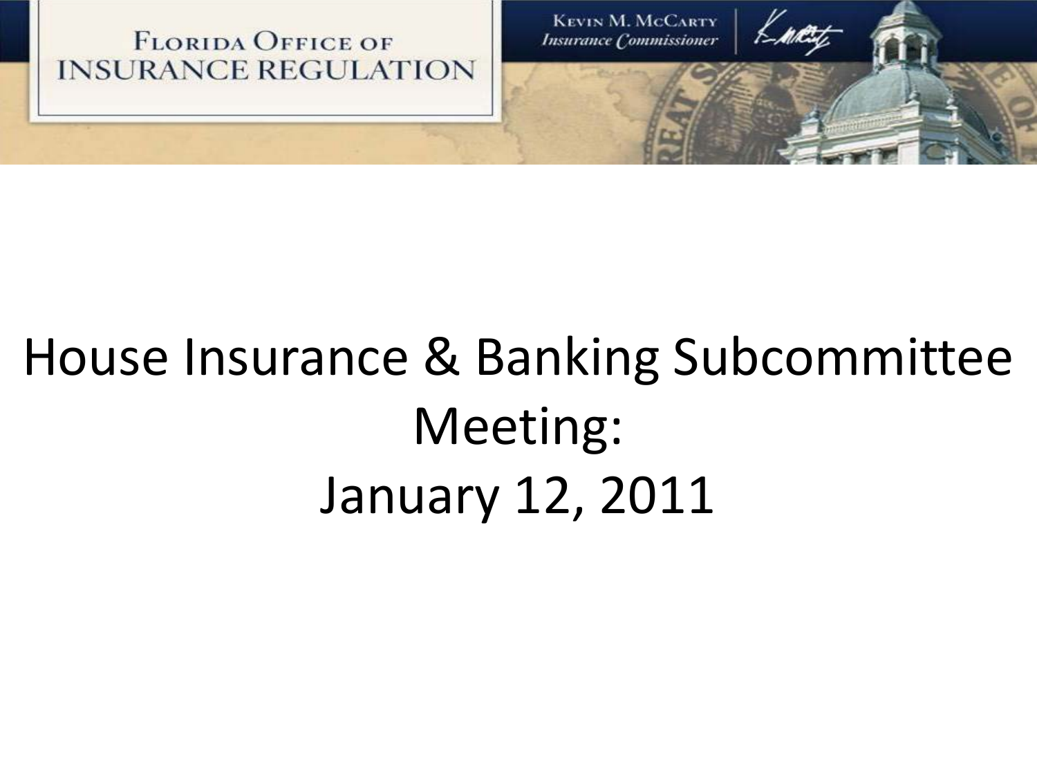FLORIDA OFFICE OF INSURANCE REGULATION

KEVIN M. MCCARTY
*Insurance Commissioner*

# House Insurance & Banking Subcommittee Meeting: January 12, 2011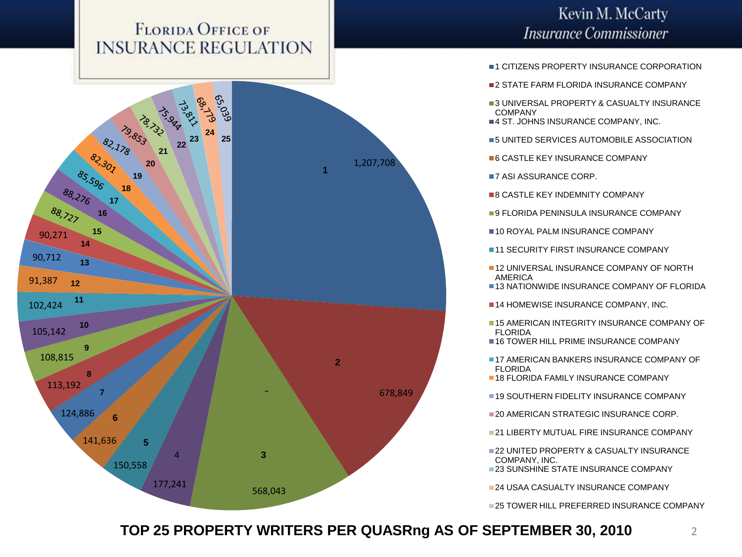# FLORIDA OFFICE OF INSURANCE REGULATION

Kevin M. McCarty
*Insurance Commissioner*

## TOP 25 PROPERTY WRITERS PER QUASRng AS OF SEPTEMBER 30, 2010

| # | Company | Value |
|---|---|---|
| 1 | CITIZENS PROPERTY INSURANCE CORPORATION | 1,207,708 |
| 2 | STATE FARM FLORIDA INSURANCE COMPANY | 678,849 |
| 3 | UNIVERSAL PROPERTY & CASUALTY INSURANCE COMPANY | 568,043 |
| 4 | ST. JOHNS INSURANCE COMPANY, INC. | 177,241 |
| 5 | UNITED SERVICES AUTOMOBILE ASSOCIATION | 150,558 |
| 6 | CASTLE KEY INSURANCE COMPANY | 141,636 |
| 7 | ASI ASSURANCE CORP. | 124,886 |
| 8 | CASTLE KEY INDEMNITY COMPANY | 113,192 |
| 9 | FLORIDA PENINSULA INSURANCE COMPANY | 108,815 |
| 10 | ROYAL PALM INSURANCE COMPANY | 105,142 |
| 11 | SECURITY FIRST INSURANCE COMPANY | 102,424 |
| 12 | UNIVERSAL INSURANCE COMPANY OF NORTH AMERICA | 91,387 |
| 13 | NATIONWIDE INSURANCE COMPANY OF FLORIDA | 90,712 |
| 14 | HOMEWISE INSURANCE COMPANY, INC. | 90,271 |
| 15 | AMERICAN INTEGRITY INSURANCE COMPANY OF FLORIDA | 88,727 |
| 16 | TOWER HILL PRIME INSURANCE COMPANY | 88,276 |
| 17 | AMERICAN BANKERS INSURANCE COMPANY OF FLORIDA | 85,596 |
| 18 | FLORIDA FAMILY INSURANCE COMPANY | 82,301 |
| 19 | SOUTHERN FIDELITY INSURANCE COMPANY | 82,178 |
| 20 | AMERICAN STRATEGIC INSURANCE CORP. | 79,853 |
| 21 | LIBERTY MUTUAL FIRE INSURANCE COMPANY | 78,732 |
| 22 | UNITED PROPERTY & CASUALTY INSURANCE COMPANY, INC. | 75,944 |
| 23 | SUNSHINE STATE INSURANCE COMPANY | 73,811 |
| 24 | USAA CASUALTY INSURANCE COMPANY | 68,779 |
| 25 | TOWER HILL PREFERRED INSURANCE COMPANY | 65,039 |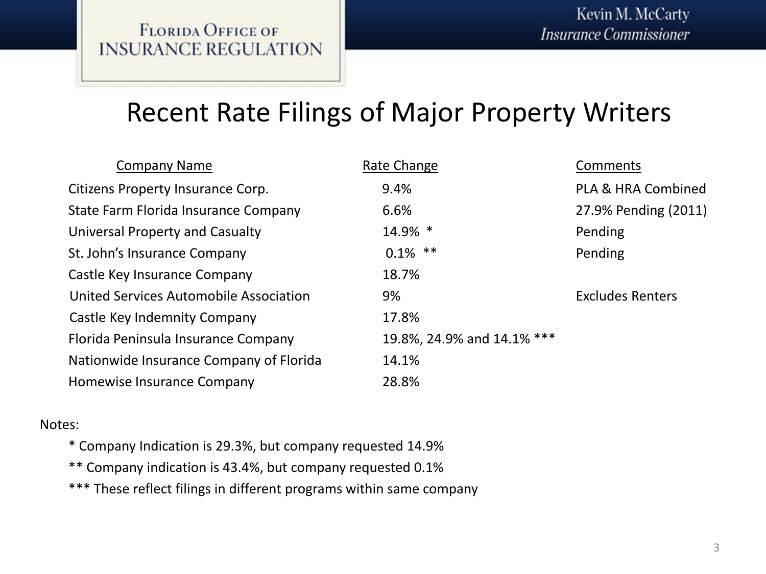# Recent Rate Filings of Major Property Writers

| Company Name | Rate Change | Comments |
| --- | --- | --- |
| Citizens Property Insurance Corp. | 9.4% | PLA & HRA Combined |
| State Farm Florida Insurance Company | 6.6% | 27.9% Pending (2011) |
| Universal Property and Casualty | 14.9% * | Pending |
| St. John's Insurance Company | 0.1% ** | Pending |
| Castle Key Insurance Company | 18.7% | |
| United Services Automobile Association | 9% | Excludes Renters |
| Castle Key Indemnity Company | 17.8% | |
| Florida Peninsula Insurance Company | 19.8%, 24.9% and 14.1% *** | |
| Nationwide Insurance Company of Florida | 14.1% | |
| Homewise Insurance Company | 28.8% | |

Notes:

- * Company Indication is 29.3%, but company requested 14.9%
- ** Company indication is 43.4%, but company requested 0.1%
- *** These reflect filings in different programs within same company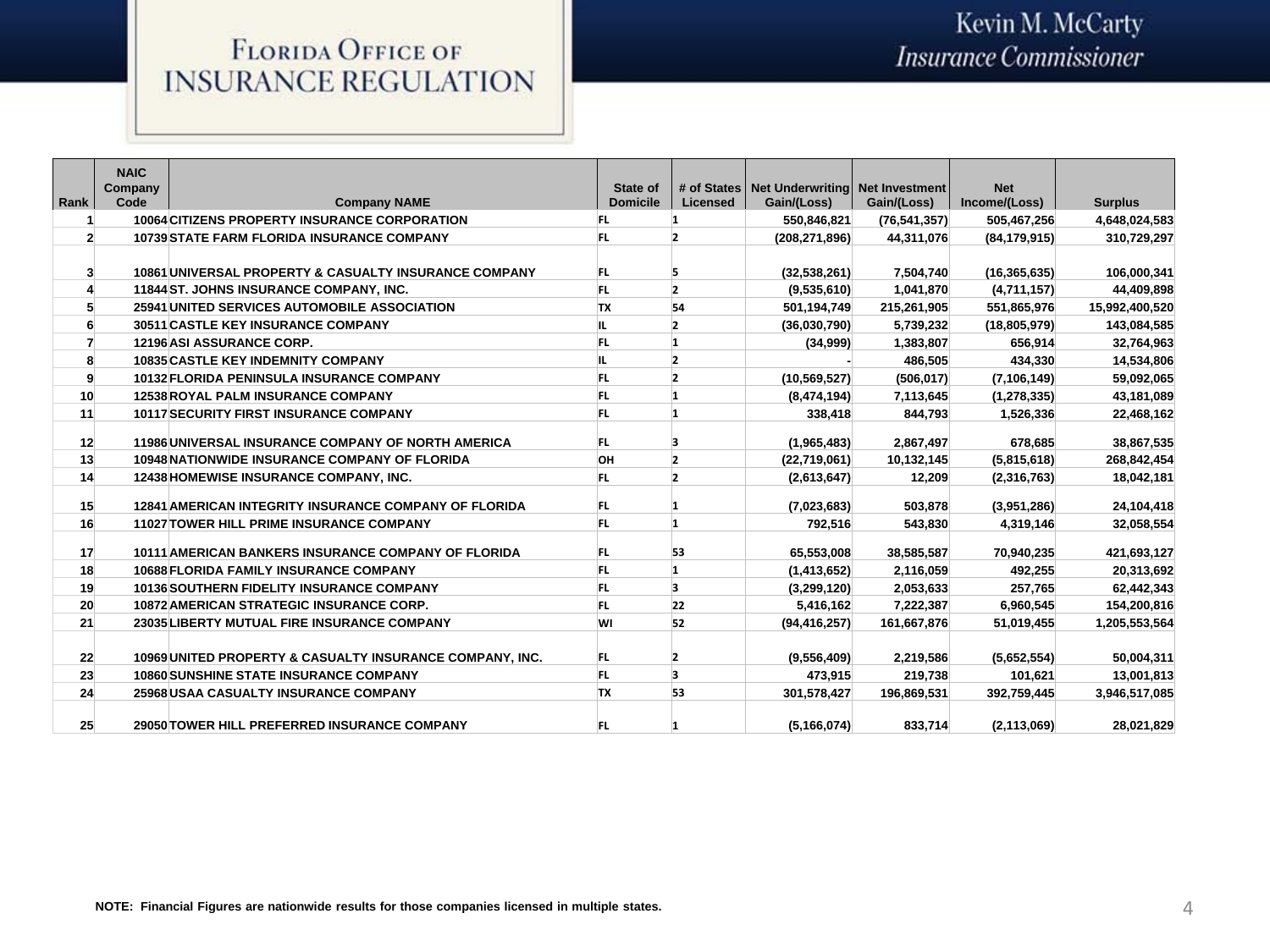# Florida Office of Insurance Regulation

Kevin M. McCarty
*Insurance Commissioner*

| Rank | NAIC Company Code | Company NAME | State of Domicile | # of States Licensed | Net Underwriting Gain/(Loss) | Net Investment Gain/(Loss) | Net Income/(Loss) | Surplus |
|---|---|---|---|---|---|---|---|---|
| 1 | 10064 | CITIZENS PROPERTY INSURANCE CORPORATION | FL | 1 | 550,846,821 | (76,541,357) | 505,467,256 | 4,648,024,583 |
| 2 | 10739 | STATE FARM FLORIDA INSURANCE COMPANY | FL | 2 | (208,271,896) | 44,311,076 | (84,179,915) | 310,729,297 |
| 3 | 10861 | UNIVERSAL PROPERTY & CASUALTY INSURANCE COMPANY | FL | 5 | (32,538,261) | 7,504,740 | (16,365,635) | 106,000,341 |
| 4 | 11844 | ST. JOHNS INSURANCE COMPANY, INC. | FL | 2 | (9,535,610) | 1,041,870 | (4,711,157) | 44,409,898 |
| 5 | 25941 | UNITED SERVICES AUTOMOBILE ASSOCIATION | TX | 54 | 501,194,749 | 215,261,905 | 551,865,976 | 15,992,400,520 |
| 6 | 30511 | CASTLE KEY INSURANCE COMPANY | IL | 2 | (36,030,790) | 5,739,232 | (18,805,979) | 143,084,585 |
| 7 | 12196 | ASI ASSURANCE CORP. | FL | 1 | (34,999) | 1,383,807 | 656,914 | 32,764,963 |
| 8 | 10835 | CASTLE KEY INDEMNITY COMPANY | IL | 2 | - | 486,505 | 434,330 | 14,534,806 |
| 9 | 10132 | FLORIDA PENINSULA INSURANCE COMPANY | FL | 2 | (10,569,527) | (506,017) | (7,106,149) | 59,092,065 |
| 10 | 12538 | ROYAL PALM INSURANCE COMPANY | FL | 1 | (8,474,194) | 7,113,645 | (1,278,335) | 43,181,089 |
| 11 | 10117 | SECURITY FIRST INSURANCE COMPANY | FL | 1 | 338,418 | 844,793 | 1,526,336 | 22,468,162 |
| 12 | 11986 | UNIVERSAL INSURANCE COMPANY OF NORTH AMERICA | FL | 3 | (1,965,483) | 2,867,497 | 678,685 | 38,867,535 |
| 13 | 10948 | NATIONWIDE INSURANCE COMPANY OF FLORIDA | OH | 2 | (22,719,061) | 10,132,145 | (5,815,618) | 268,842,454 |
| 14 | 12438 | HOMEWISE INSURANCE COMPANY, INC. | FL | 2 | (2,613,647) | 12,209 | (2,316,763) | 18,042,181 |
| 15 | 12841 | AMERICAN INTEGRITY INSURANCE COMPANY OF FLORIDA | FL | 1 | (7,023,683) | 503,878 | (3,951,286) | 24,104,418 |
| 16 | 11027 | TOWER HILL PRIME INSURANCE COMPANY | FL | 1 | 792,516 | 543,830 | 4,319,146 | 32,058,554 |
| 17 | 10111 | AMERICAN BANKERS INSURANCE COMPANY OF FLORIDA | FL | 53 | 65,553,008 | 38,585,587 | 70,940,235 | 421,693,127 |
| 18 | 10688 | FLORIDA FAMILY INSURANCE COMPANY | FL | 1 | (1,413,652) | 2,116,059 | 492,255 | 20,313,692 |
| 19 | 10136 | SOUTHERN FIDELITY INSURANCE COMPANY | FL | 3 | (3,299,120) | 2,053,633 | 257,765 | 62,442,343 |
| 20 | 10872 | AMERICAN STRATEGIC INSURANCE CORP. | FL | 22 | 5,416,162 | 7,222,387 | 6,960,545 | 154,200,816 |
| 21 | 23035 | LIBERTY MUTUAL FIRE INSURANCE COMPANY | WI | 52 | (94,416,257) | 161,667,876 | 51,019,455 | 1,205,553,564 |
| 22 | 10969 | UNITED PROPERTY & CASUALTY INSURANCE COMPANY, INC. | FL | 2 | (9,556,409) | 2,219,586 | (5,652,554) | 50,004,311 |
| 23 | 10860 | SUNSHINE STATE INSURANCE COMPANY | FL | 3 | 473,915 | 219,738 | 101,621 | 13,001,813 |
| 24 | 25968 | USAA CASUALTY INSURANCE COMPANY | TX | 53 | 301,578,427 | 196,869,531 | 392,759,445 | 3,946,517,085 |
| 25 | 29050 | TOWER HILL PREFERRED INSURANCE COMPANY | FL | 1 | (5,166,074) | 833,714 | (2,113,069) | 28,021,829 |

**NOTE: Financial Figures are nationwide results for those companies licensed in multiple states.**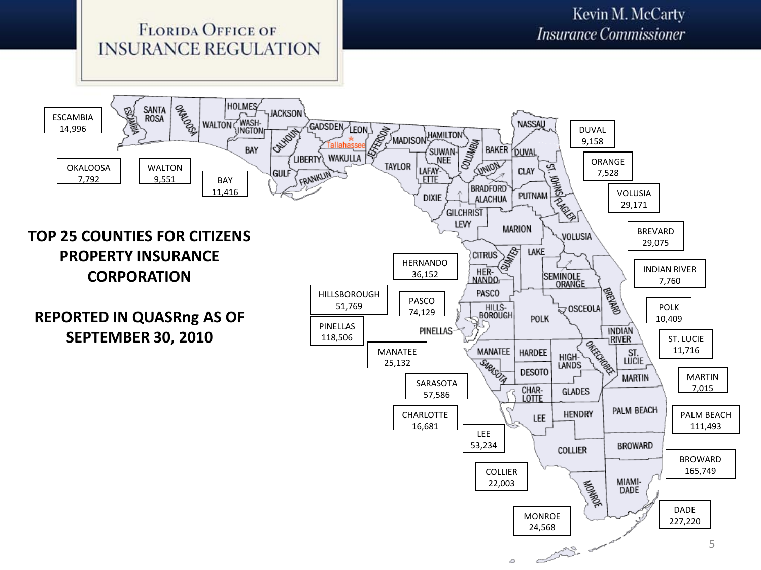Florida Office of Insurance Regulation

Kevin M. McCarty
*Insurance Commissioner*

# TOP 25 COUNTIES FOR CITIZENS PROPERTY INSURANCE CORPORATION

## REPORTED IN QUASRng AS OF SEPTEMBER 30, 2010

| County | Policies |
|---|---|
| ESCAMBIA | 14,996 |
| OKALOOSA | 7,792 |
| WALTON | 9,551 |
| BAY | 11,416 |
| DUVAL | 9,158 |
| ORANGE | 7,528 |
| VOLUSIA | 29,171 |
| BREVARD | 29,075 |
| INDIAN RIVER | 7,760 |
| POLK | 10,409 |
| ST. LUCIE | 11,716 |
| MARTIN | 7,015 |
| PALM BEACH | 111,493 |
| BROWARD | 165,749 |
| DADE | 227,220 |
| MONROE | 24,568 |
| COLLIER | 22,003 |
| LEE | 53,234 |
| CHARLOTTE | 16,681 |
| SARASOTA | 57,586 |
| MANATEE | 25,132 |
| PINELLAS | 118,506 |
| HILLSBOROUGH | 51,769 |
| PASCO | 74,129 |
| HERNANDO | 36,152 |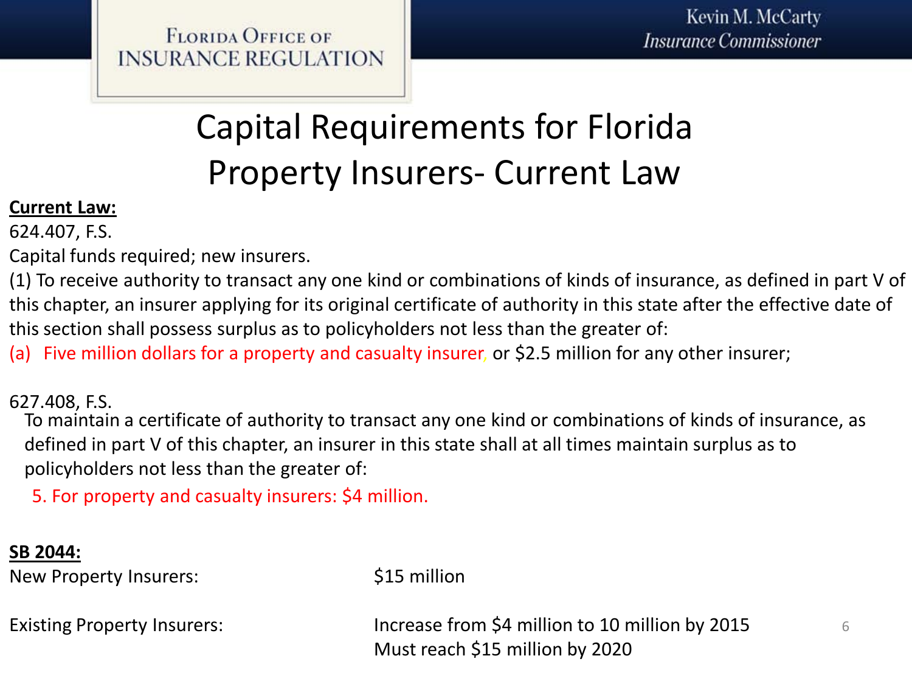# Capital Requirements for Florida Property Insurers- Current Law

**Current Law:**

624.407, F.S.

Capital funds required; new insurers.

(1) To receive authority to transact any one kind or combinations of kinds of insurance, as defined in part V of this chapter, an insurer applying for its original certificate of authority in this state after the effective date of this section shall possess surplus as to policyholders not less than the greater of:

(a) Five million dollars for a property and casualty insurer, or $2.5 million for any other insurer;

627.408, F.S.

To maintain a certificate of authority to transact any one kind or combinations of kinds of insurance, as defined in part V of this chapter, an insurer in this state shall at all times maintain surplus as to policyholders not less than the greater of:

5. For property and casualty insurers: $4 million.

**SB 2044:**

| | |
|---|---|
| New Property Insurers: | $15 million |
| Existing Property Insurers: | Increase from $4 million to 10 million by 2015<br>Must reach $15 million by 2020 |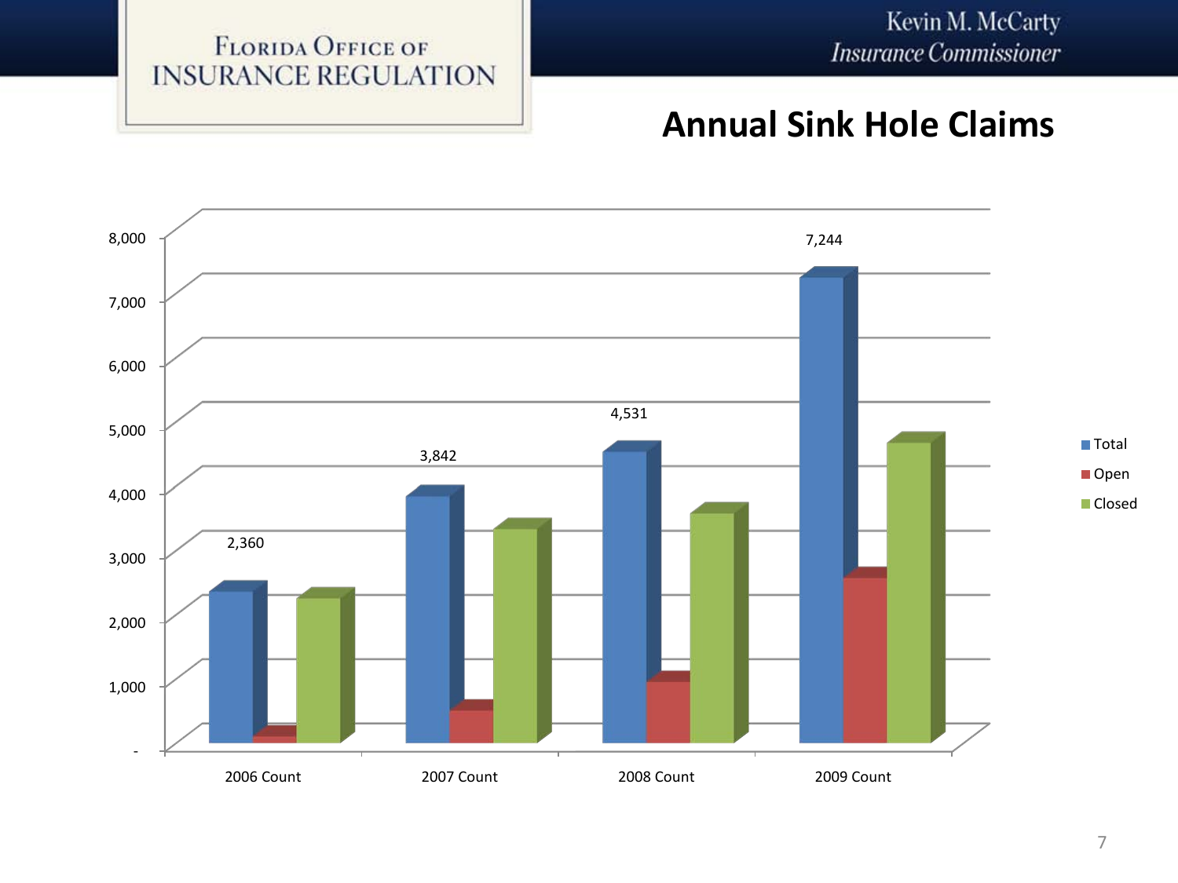FLORIDA OFFICE OF INSURANCE REGULATION

Kevin M. McCarty
*Insurance Commissioner*

# Annual Sink Hole Claims

| | 2006 Count | 2007 Count | 2008 Count | 2009 Count |
|---|---|---|---|---|
| Total | 2,360 | 3,842 | 4,531 | 7,244 |
| Open | | | | |
| Closed | | | | |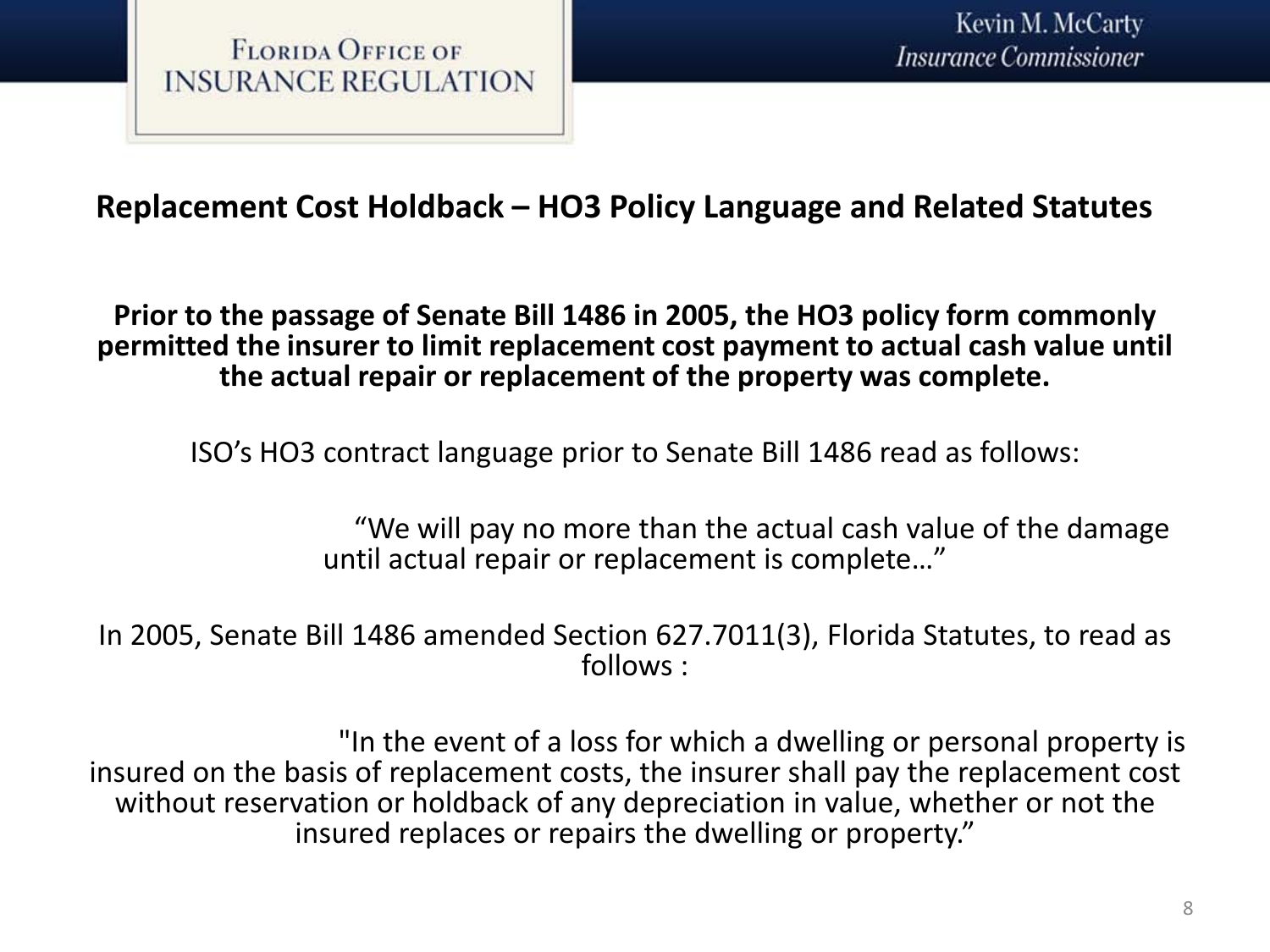## Replacement Cost Holdback – HO3 Policy Language and Related Statutes

**Prior to the passage of Senate Bill 1486 in 2005, the HO3 policy form commonly permitted the insurer to limit replacement cost payment to actual cash value until the actual repair or replacement of the property was complete.**

ISO's HO3 contract language prior to Senate Bill 1486 read as follows:

"We will pay no more than the actual cash value of the damage until actual repair or replacement is complete…"

In 2005, Senate Bill 1486 amended Section 627.7011(3), Florida Statutes, to read as follows :

"In the event of a loss for which a dwelling or personal property is insured on the basis of replacement costs, the insurer shall pay the replacement cost without reservation or holdback of any depreciation in value, whether or not the insured replaces or repairs the dwelling or property."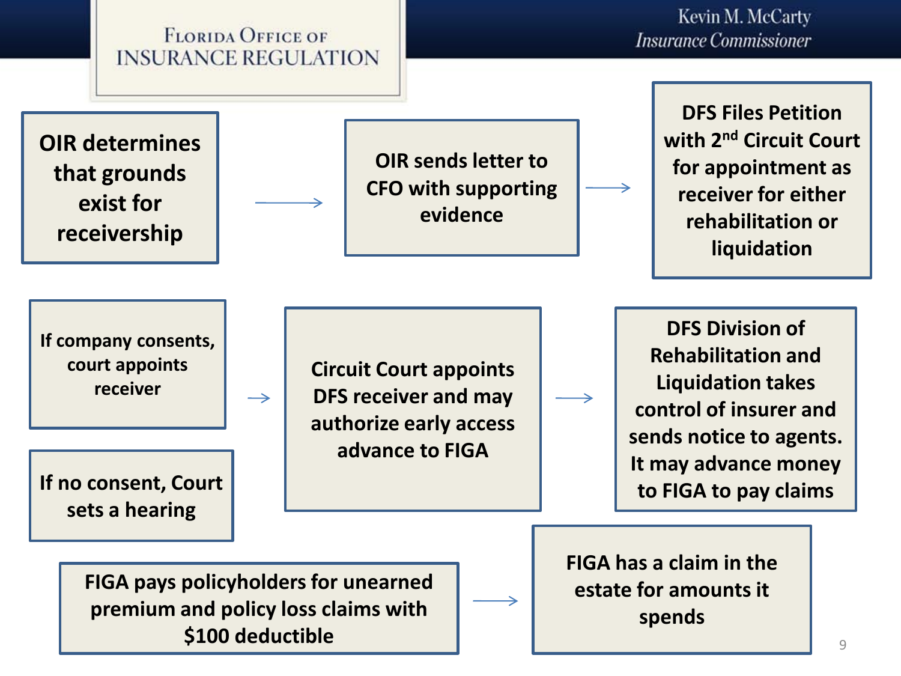Florida Office of Insurance Regulation

Kevin M. McCarty
*Insurance Commissioner*

OIR determines that grounds exist for receivership → OIR sends letter to CFO with supporting evidence → DFS Files Petition with 2nd Circuit Court for appointment as receiver for either rehabilitation or liquidation

If company consents, court appoints receiver

If no consent, Court sets a hearing

→ Circuit Court appoints DFS receiver and may authorize early access advance to FIGA → DFS Division of Rehabilitation and Liquidation takes control of insurer and sends notice to agents. It may advance money to FIGA to pay claims

FIGA pays policyholders for unearned premium and policy loss claims with $100 deductible → FIGA has a claim in the estate for amounts it spends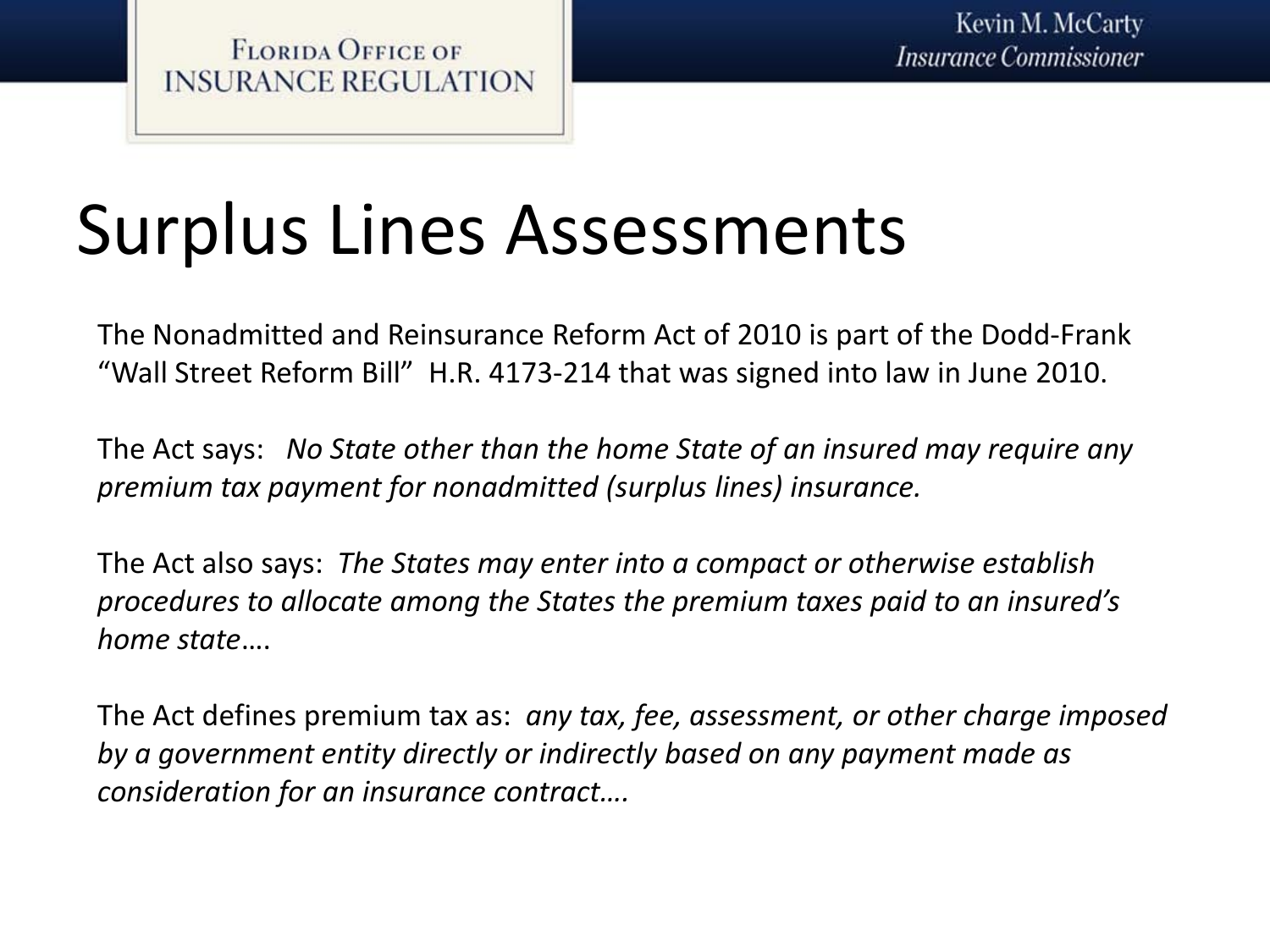# Surplus Lines Assessments

The Nonadmitted and Reinsurance Reform Act of 2010 is part of the Dodd-Frank "Wall Street Reform Bill" H.R. 4173-214 that was signed into law in June 2010.

The Act says: *No State other than the home State of an insured may require any premium tax payment for nonadmitted (surplus lines) insurance.*

The Act also says: *The States may enter into a compact or otherwise establish procedures to allocate among the States the premium taxes paid to an insured's home state….*

The Act defines premium tax as: *any tax, fee, assessment, or other charge imposed by a government entity directly or indirectly based on any payment made as consideration for an insurance contract….*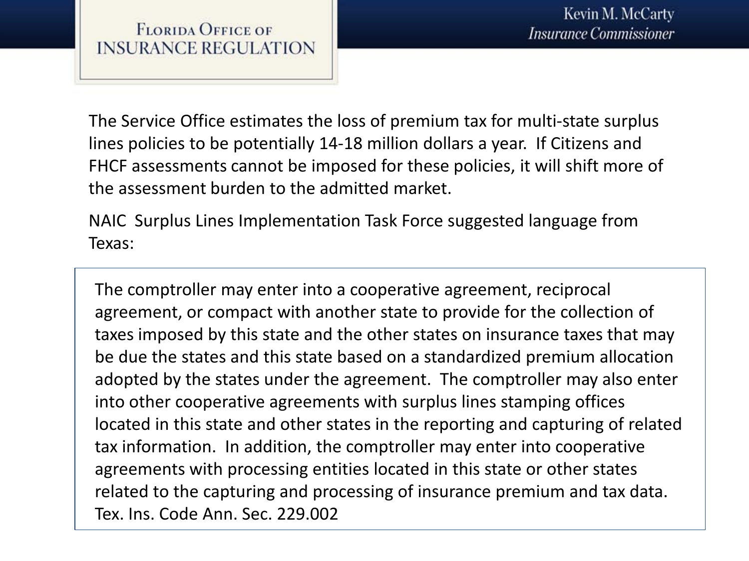The Service Office estimates the loss of premium tax for multi-state surplus lines policies to be potentially 14-18 million dollars a year. If Citizens and FHCF assessments cannot be imposed for these policies, it will shift more of the assessment burden to the admitted market.

NAIC Surplus Lines Implementation Task Force suggested language from Texas:

> The comptroller may enter into a cooperative agreement, reciprocal agreement, or compact with another state to provide for the collection of taxes imposed by this state and the other states on insurance taxes that may be due the states and this state based on a standardized premium allocation adopted by the states under the agreement. The comptroller may also enter into other cooperative agreements with surplus lines stamping offices located in this state and other states in the reporting and capturing of related tax information. In addition, the comptroller may enter into cooperative agreements with processing entities located in this state or other states related to the capturing and processing of insurance premium and tax data. Tex. Ins. Code Ann. Sec. 229.002